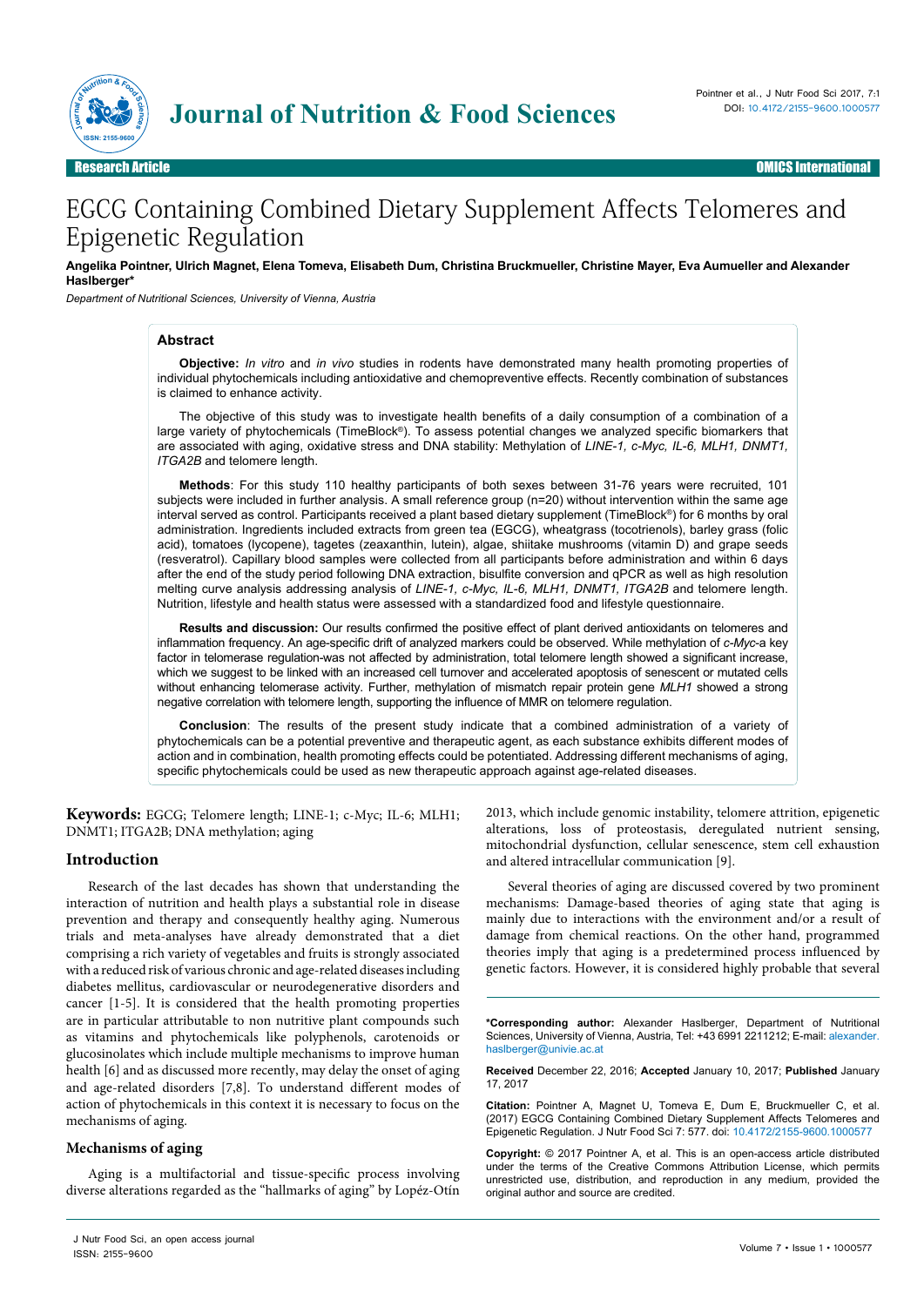Research Article

# EGCG Containing Combined Dietary Supplement Affects Telomeres and Epigenetic Regulation

**Angelika Pointner, Ulrich Magnet, Elena Tomeva, Elisabeth Dum, Christina Bruckmueller, Christine Mayer, Eva Aumueller and Alexander Haslberger***

*Department of Nutritional Sciences, University of Vienna, Austria*

## Abstract

**Objective:** *In vitro* and *in vivo* studies in rodents have demonstrated many health promoting properties of individual phytochemicals including antioxidative and chemopreventive effects. Recently combination of substances is claimed to enhance activity.

The objective of this study was to investigate health benefits of a daily consumption of a combination of a large variety of phytochemicals (TimeBlock®). To assess potential changes we analyzed specific biomarkers that are associated with aging, oxidative stress and DNA stability: Methylation of *LINE-1, c-Myc, IL-6, MLH1, DNMT1, ITGA2B* and telomere length.

**Methods**: For this study 110 healthy participants of both sexes between 31-76 years were recruited, 101 subjects were included in further analysis. A small reference group (n=20) without intervention within the same age interval served as control. Participants received a plant based dietary supplement (TimeBlock®) for 6 months by oral administration. Ingredients included extracts from green tea (EGCG), wheatgrass (tocotrienols), barley grass (folic acid), tomatoes (lycopene), tagetes (zeaxanthin, lutein), algae, shiitake mushrooms (vitamin D) and grape seeds (resveratrol). Capillary blood samples were collected from all participants before administration and within 6 days after the end of the study period following DNA extraction, bisulfite conversion and qPCR as well as high resolution melting curve analysis addressing analysis of *LINE-1, c-Myc, IL-6, MLH1, DNMT1, ITGA2B* and telomere length. Nutrition, lifestyle and health status were assessed with a standardized food and lifestyle questionnaire.

**Results and discussion:** Our results confirmed the positive effect of plant derived antioxidants on telomeres and inflammation frequency. An age-specific drift of analyzed markers could be observed. While methylation of *c-Myc*-a key factor in telomerase regulation-was not affected by administration, total telomere length showed a significant increase, which we suggest to be linked with an increased cell turnover and accelerated apoptosis of senescent or mutated cells without enhancing telomerase activity. Further, methylation of mismatch repair protein gene *MLH1* showed a strong negative correlation with telomere length, supporting the influence of MMR on telomere regulation.

**Conclusion**: The results of the present study indicate that a combined administration of a variety of phytochemicals can be a potential preventive and therapeutic agent, as each substance exhibits different modes of action and in combination, health promoting effects could be potentiated. Addressing different mechanisms of aging, specific phytochemicals could be used as new therapeutic approach against age-related diseases.

**Keywords:** EGCG; Telomere length; LINE-1; c-Myc; IL-6; MLH1; DNMT1; ITGA2B; DNA methylation; aging

## Introduction

Research of the last decades has shown that understanding the interaction of nutrition and health plays a substantial role in disease prevention and therapy and consequently healthy aging. Numerous trials and meta-analyses have already demonstrated that a diet comprising a rich variety of vegetables and fruits is strongly associated with a reduced risk of various chronic and age-related diseases including diabetes mellitus, cardiovascular or neurodegenerative disorders and cancer [1-5]. It is considered that the health promoting properties are in particular attributable to non nutritive plant compounds such as vitamins and phytochemicals like polyphenols, carotenoids or glucosinolates which include multiple mechanisms to improve human health [6] and as discussed more recently, may delay the onset of aging and age-related disorders [7,8]. To understand different modes of action of phytochemicals in this context it is necessary to focus on the mechanisms of aging.

### Mechanisms of aging

Aging is a multifactorial and tissue-specific process involving diverse alterations regarded as the "hallmarks of aging" by Lopéz-Otín 2013, which include genomic instability, telomere attrition, epigenetic alterations, loss of proteostasis, deregulated nutrient sensing, mitochondrial dysfunction, cellular senescence, stem cell exhaustion and altered intracellular communication [9].

Several theories of aging are discussed covered by two prominent mechanisms: Damage-based theories of aging state that aging is mainly due to interactions with the environment and/or a result of damage from chemical reactions. On the other hand, programmed theories imply that aging is a predetermined process influenced by genetic factors. However, it is considered highly probable that several

**\*Corresponding author:** Alexander Haslberger, Department of Nutritional Sciences, University of Vienna, Austria, Tel: +43 6991 2211212; E-mail: alexander.haslberger@univie.ac.at

**Received** December 22, 2016; **Accepted** January 10, 2017; **Published** January 17, 2017

**Citation:** Pointner A, Magnet U, Tomeva E, Dum E, Bruckmueller C, et al. (2017) EGCG Containing Combined Dietary Supplement Affects Telomeres and Epigenetic Regulation. J Nutr Food Sci 7: 577. doi: 10.4172/2155-9600.1000577

**Copyright:** © 2017 Pointner A, et al. This is an open-access article distributed under the terms of the Creative Commons Attribution License, which permits unrestricted use, distribution, and reproduction in any medium, provided the original author and source are credited.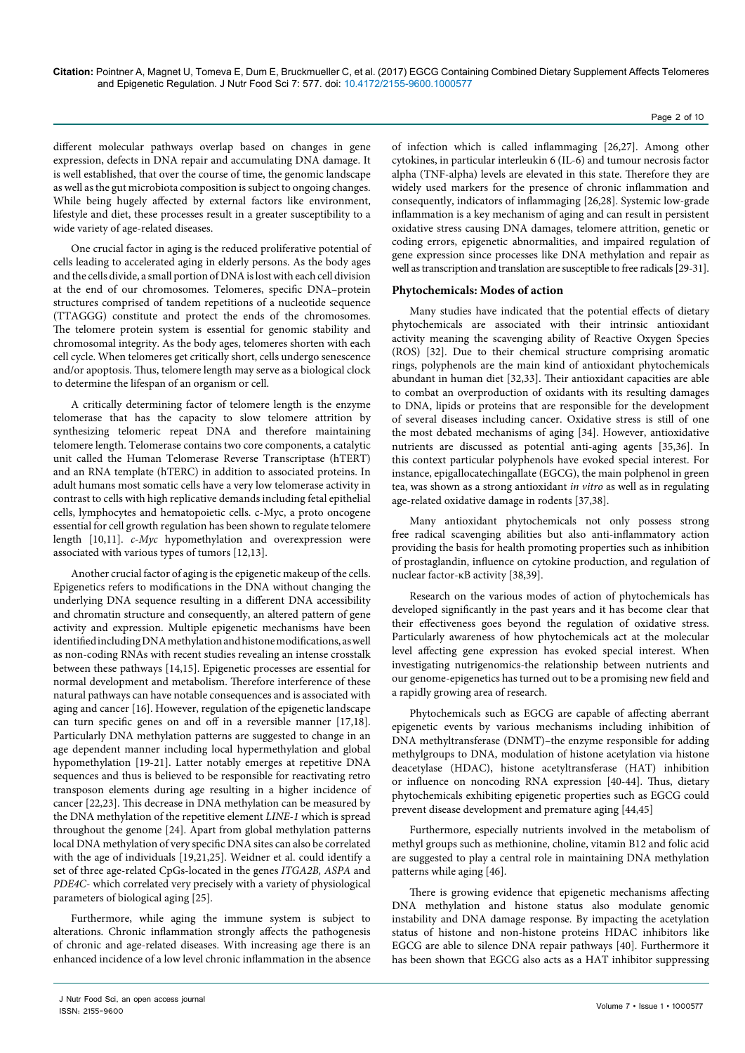different molecular pathways overlap based on changes in gene expression, defects in DNA repair and accumulating DNA damage. It is well established, that over the course of time, the genomic landscape as well as the gut microbiota composition is subject to ongoing changes. While being hugely affected by external factors like environment, lifestyle and diet, these processes result in a greater susceptibility to a wide variety of age-related diseases.

One crucial factor in aging is the reduced proliferative potential of cells leading to accelerated aging in elderly persons. As the body ages and the cells divide, a small portion of DNA is lost with each cell division at the end of our chromosomes. Telomeres, specific DNA–protein structures comprised of tandem repetitions of a nucleotide sequence (TTAGGG) constitute and protect the ends of the chromosomes. The telomere protein system is essential for genomic stability and chromosomal integrity. As the body ages, telomeres shorten with each cell cycle. When telomeres get critically short, cells undergo senescence and/or apoptosis. Thus, telomere length may serve as a biological clock to determine the lifespan of an organism or cell.

A critically determining factor of telomere length is the enzyme telomerase that has the capacity to slow telomere attrition by synthesizing telomeric repeat DNA and therefore maintaining telomere length. Telomerase contains two core components, a catalytic unit called the Human Telomerase Reverse Transcriptase (hTERT) and an RNA template (hTERC) in addition to associated proteins. In adult humans most somatic cells have a very low telomerase activity in contrast to cells with high replicative demands including fetal epithelial cells, lymphocytes and hematopoietic cells. c-Myc, a proto oncogene essential for cell growth regulation has been shown to regulate telomere length [10,11]. *c-Myc* hypomethylation and overexpression were associated with various types of tumors [12,13].

Another crucial factor of aging is the epigenetic makeup of the cells. Epigenetics refers to modifications in the DNA without changing the underlying DNA sequence resulting in a different DNA accessibility and chromatin structure and consequently, an altered pattern of gene activity and expression. Multiple epigenetic mechanisms have been identified including DNA methylation and histone modifications, as well as non-coding RNAs with recent studies revealing an intense crosstalk between these pathways [14,15]. Epigenetic processes are essential for normal development and metabolism. Therefore interference of these natural pathways can have notable consequences and is associated with aging and cancer [16]. However, regulation of the epigenetic landscape can turn specific genes on and off in a reversible manner [17,18]. Particularly DNA methylation patterns are suggested to change in an age dependent manner including local hypermethylation and global hypomethylation [19-21]. Latter notably emerges at repetitive DNA sequences and thus is believed to be responsible for reactivating retro transposon elements during age resulting in a higher incidence of cancer [22,23]. This decrease in DNA methylation can be measured by the DNA methylation of the repetitive element *LINE-1* which is spread throughout the genome [24]. Apart from global methylation patterns local DNA methylation of very specific DNA sites can also be correlated with the age of individuals [19,21,25]. Weidner et al. could identify a set of three age-related CpGs-located in the genes *ITGA2B, ASPA* and *PDE4C*- which correlated very precisely with a variety of physiological parameters of biological aging [25].

Furthermore, while aging the immune system is subject to alterations. Chronic inflammation strongly affects the pathogenesis of chronic and age-related diseases. With increasing age there is an enhanced incidence of a low level chronic inflammation in the absence of infection which is called inflammaging [26,27]. Among other cytokines, in particular interleukin 6 (IL-6) and tumour necrosis factor alpha (TNF-alpha) levels are elevated in this state. Therefore they are widely used markers for the presence of chronic inflammation and consequently, indicators of inflammaging [26,28]. Systemic low-grade inflammation is a key mechanism of aging and can result in persistent oxidative stress causing DNA damages, telomere attrition, genetic or coding errors, epigenetic abnormalities, and impaired regulation of gene expression since processes like DNA methylation and repair as well as transcription and translation are susceptible to free radicals [29-31].

### Phytochemicals: Modes of action

Many studies have indicated that the potential effects of dietary phytochemicals are associated with their intrinsic antioxidant activity meaning the scavenging ability of Reactive Oxygen Species (ROS) [32]. Due to their chemical structure comprising aromatic rings, polyphenols are the main kind of antioxidant phytochemicals abundant in human diet [32,33]. Their antioxidant capacities are able to combat an overproduction of oxidants with its resulting damages to DNA, lipids or proteins that are responsible for the development of several diseases including cancer. Oxidative stress is still of one the most debated mechanisms of aging [34]. However, antioxidative nutrients are discussed as potential anti-aging agents [35,36]. In this context particular polyphenols have evoked special interest. For instance, epigallocatechingallate (EGCG), the main polphenol in green tea, was shown as a strong antioxidant *in vitro* as well as in regulating age-related oxidative damage in rodents [37,38].

Many antioxidant phytochemicals not only possess strong free radical scavenging abilities but also anti-inflammatory action providing the basis for health promoting properties such as inhibition of prostaglandin, influence on cytokine production, and regulation of nuclear factor-κB activity [38,39].

Research on the various modes of action of phytochemicals has developed significantly in the past years and it has become clear that their effectiveness goes beyond the regulation of oxidative stress. Particularly awareness of how phytochemicals act at the molecular level affecting gene expression has evoked special interest. When investigating nutrigenomics-the relationship between nutrients and our genome-epigenetics has turned out to be a promising new field and a rapidly growing area of research.

Phytochemicals such as EGCG are capable of affecting aberrant epigenetic events by various mechanisms including inhibition of DNA methyltransferase (DNMT)–the enzyme responsible for adding methylgroups to DNA, modulation of histone acetylation via histone deacetylase (HDAC), histone acetyltransferase (HAT) inhibition or influence on noncoding RNA expression [40-44]. Thus, dietary phytochemicals exhibiting epigenetic properties such as EGCG could prevent disease development and premature aging [44,45]

Furthermore, especially nutrients involved in the metabolism of methyl groups such as methionine, choline, vitamin B12 and folic acid are suggested to play a central role in maintaining DNA methylation patterns while aging [46].

There is growing evidence that epigenetic mechanisms affecting DNA methylation and histone status also modulate genomic instability and DNA damage response. By impacting the acetylation status of histone and non-histone proteins HDAC inhibitors like EGCG are able to silence DNA repair pathways [40]. Furthermore it has been shown that EGCG also acts as a HAT inhibitor suppressing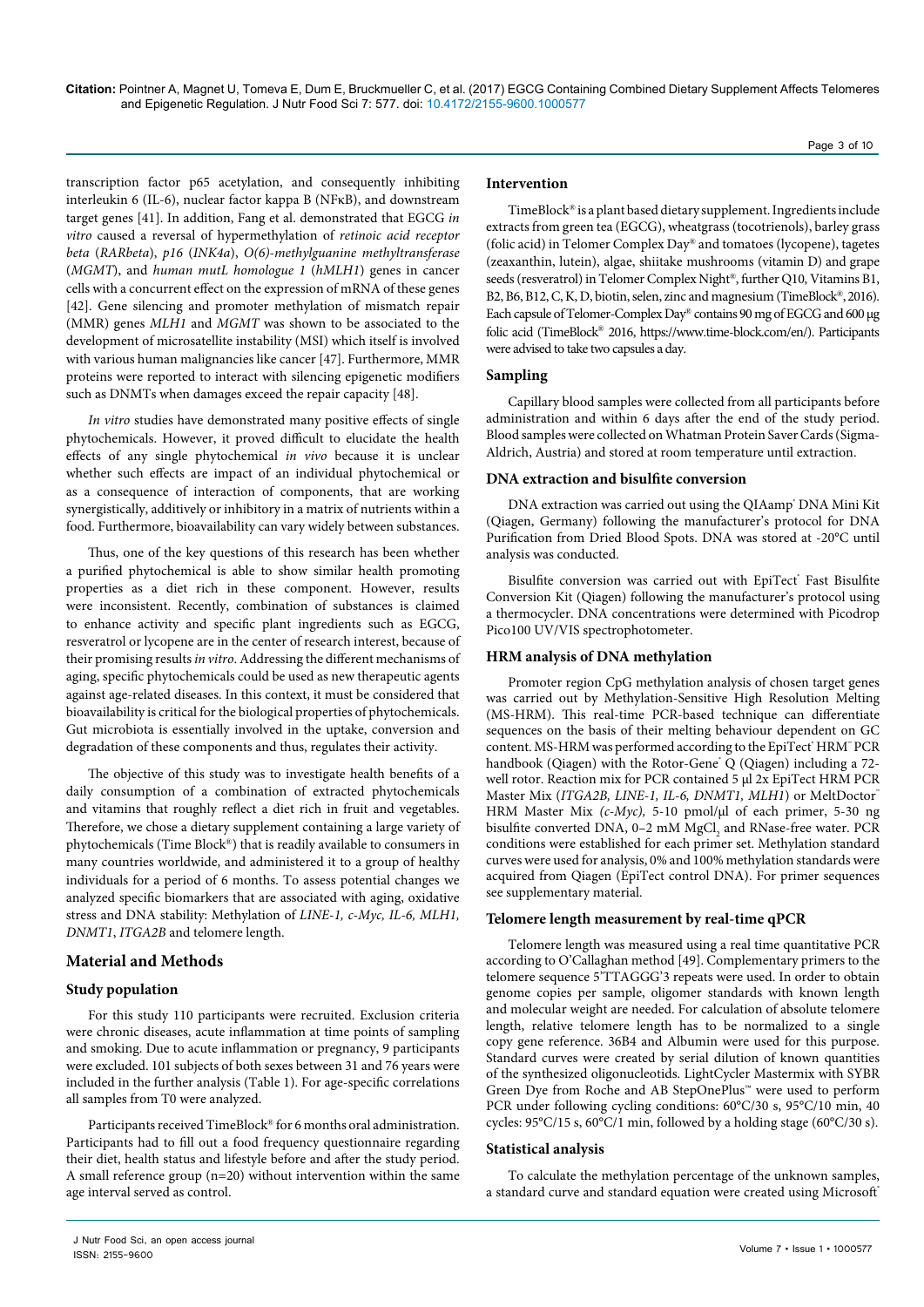transcription factor p65 acetylation, and consequently inhibiting interleukin 6 (IL-6), nuclear factor kappa B (NFκB), and downstream target genes [41]. In addition, Fang et al. demonstrated that EGCG *in vitro* caused a reversal of hypermethylation of *retinoic acid receptor beta* (*RARbeta*), *p16* (*INK4a*), *O(6)-methylguanine methyltransferase* (*MGMT*), and *human mutL homologue 1* (*hMLH1*) genes in cancer cells with a concurrent effect on the expression of mRNA of these genes [42]. Gene silencing and promoter methylation of mismatch repair (MMR) genes *MLH1* and *MGMT* was shown to be associated to the development of microsatellite instability (MSI) which itself is involved with various human malignancies like cancer [47]. Furthermore, MMR proteins were reported to interact with silencing epigenetic modifiers such as DNMTs when damages exceed the repair capacity [48].

*In vitro* studies have demonstrated many positive effects of single phytochemicals. However, it proved difficult to elucidate the health effects of any single phytochemical *in vivo* because it is unclear whether such effects are impact of an individual phytochemical or as a consequence of interaction of components, that are working synergistically, additively or inhibitory in a matrix of nutrients within a food. Furthermore, bioavailability can vary widely between substances.

Thus, one of the key questions of this research has been whether a purified phytochemical is able to show similar health promoting properties as a diet rich in these component. However, results were inconsistent. Recently, combination of substances is claimed to enhance activity and specific plant ingredients such as EGCG, resveratrol or lycopene are in the center of research interest, because of their promising results *in vitro*. Addressing the different mechanisms of aging, specific phytochemicals could be used as new therapeutic agents against age-related diseases. In this context, it must be considered that bioavailability is critical for the biological properties of phytochemicals. Gut microbiota is essentially involved in the uptake, conversion and degradation of these components and thus, regulates their activity.

The objective of this study was to investigate health benefits of a daily consumption of a combination of extracted phytochemicals and vitamins that roughly reflect a diet rich in fruit and vegetables. Therefore, we chose a dietary supplement containing a large variety of phytochemicals (Time Block®) that is readily available to consumers in many countries worldwide, and administered it to a group of healthy individuals for a period of 6 months. To assess potential changes we analyzed specific biomarkers that are associated with aging, oxidative stress and DNA stability: Methylation of *LINE-1, c-Myc, IL-6, MLH1, DNMT1*, *ITGA2B* and telomere length.

## Material and Methods

### Study population

For this study 110 participants were recruited. Exclusion criteria were chronic diseases, acute inflammation at time points of sampling and smoking. Due to acute inflammation or pregnancy, 9 participants were excluded. 101 subjects of both sexes between 31 and 76 years were included in the further analysis (Table 1). For age-specific correlations all samples from T0 were analyzed.

Participants received TimeBlock® for 6 months oral administration. Participants had to fill out a food frequency questionnaire regarding their diet, health status and lifestyle before and after the study period. A small reference group (n=20) without intervention within the same age interval served as control.

### Intervention

TimeBlock® is a plant based dietary supplement. Ingredients include extracts from green tea (EGCG), wheatgrass (tocotrienols), barley grass (folic acid) in Telomer Complex Day® and tomatoes (lycopene), tagetes (zeaxanthin, lutein), algae, shiitake mushrooms (vitamin D) and grape seeds (resveratrol) in Telomer Complex Night®, further Q10, Vitamins B1, B2, B6, B12, C, K, D, biotin, selen, zinc and magnesium (TimeBlock®, 2016). Each capsule of Telomer-Complex Day® contains 90 mg of EGCG and 600 µg folic acid (TimeBlock® 2016, https://www.time-block.com/en/). Participants were advised to take two capsules a day.

### Sampling

Capillary blood samples were collected from all participants before administration and within 6 days after the end of the study period. Blood samples were collected on Whatman Protein Saver Cards (Sigma-Aldrich, Austria) and stored at room temperature until extraction.

### DNA extraction and bisulfite conversion

DNA extraction was carried out using the QIAamp® DNA Mini Kit (Qiagen, Germany) following the manufacturer's protocol for DNA Purification from Dried Blood Spots. DNA was stored at -20°C until analysis was conducted.

Bisulfite conversion was carried out with EpiTect® Fast Bisulfite Conversion Kit (Qiagen) following the manufacturer's protocol using a thermocycler. DNA concentrations were determined with Picodrop Pico100 UV/VIS spectrophotometer.

### HRM analysis of DNA methylation

Promoter region CpG methylation analysis of chosen target genes was carried out by Methylation-Sensitive High Resolution Melting (MS-HRM). This real-time PCR-based technique can differentiate sequences on the basis of their melting behaviour dependent on GC content. MS-HRM was performed according to the EpiTect® HRM™ PCR handbook (Qiagen) with the Rotor-Gene® Q (Qiagen) including a 72-well rotor. Reaction mix for PCR contained 5 µl 2x EpiTect HRM PCR Master Mix (*ITGA2B, LINE-1, IL-6, DNMT1, MLH1*) or MeltDoctor™ HRM Master Mix *(c-Myc),* 5-10 pmol/µl of each primer, 5-30 ng bisulfite converted DNA, 0–2 mM $MgCl_2$ and RNase-free water. PCR conditions were established for each primer set. Methylation standard curves were used for analysis, 0% and 100% methylation standards were acquired from Qiagen (EpiTect control DNA). For primer sequences see supplementary material.

### Telomere length measurement by real-time qPCR

Telomere length was measured using a real time quantitative PCR according to O'Callaghan method [49]. Complementary primers to the telomere sequence 5'TTAGGG'3 repeats were used. In order to obtain genome copies per sample, oligomer standards with known length and molecular weight are needed. For calculation of absolute telomere length, relative telomere length has to be normalized to a single copy gene reference. 36B4 and Albumin were used for this purpose. Standard curves were created by serial dilution of known quantities of the synthesized oligonucleotids. LightCycler Mastermix with SYBR Green Dye from Roche and AB StepOnePlus™ were used to perform PCR under following cycling conditions: 60°C/30 s, 95°C/10 min, 40 cycles: 95°C/15 s, 60°C/1 min, followed by a holding stage (60°C/30 s).

### Statistical analysis

To calculate the methylation percentage of the unknown samples, a standard curve and standard equation were created using Microsoft®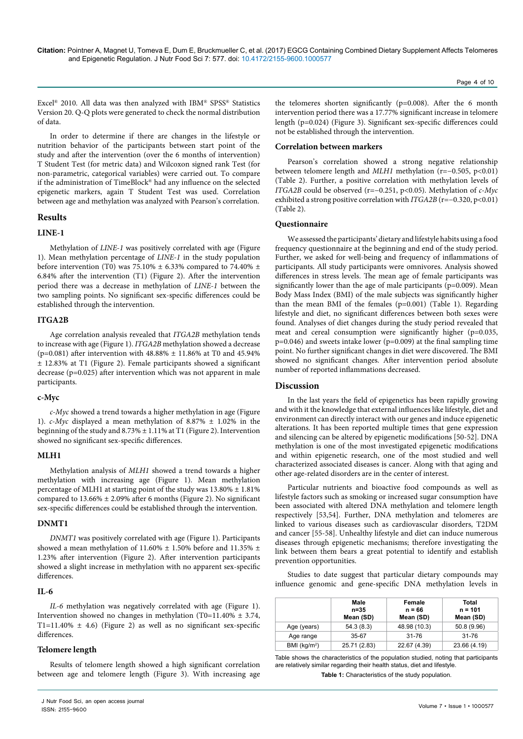Excel® 2010. All data was then analyzed with IBM® SPSS® Statistics Version 20. Q-Q plots were generated to check the normal distribution of data.

In order to determine if there are changes in the lifestyle or nutrition behavior of the participants between start point of the study and after the intervention (over the 6 months of intervention) T Student Test (for metric data) and Wilcoxon signed rank Test (for non-parametric, categorical variables) were carried out. To compare if the administration of TimeBlock® had any influence on the selected epigenetic markers, again T Student Test was used. Correlation between age and methylation was analyzed with Pearson's correlation.

## Results

### LINE-1

Methylation of *LINE-1* was positively correlated with age (Figure 1). Mean methylation percentage of *LINE-1* in the study population before intervention (T0) was 75.10% ± 6.33% compared to 74.40% ± 6.84% after the intervention (T1) (Figure 2). After the intervention period there was a decrease in methylation of *LINE-1* between the two sampling points. No significant sex-specific differences could be established through the intervention.

### ITGA2B

Age correlation analysis revealed that *ITGA2B* methylation tends to increase with age (Figure 1). *ITGA2B* methylation showed a decrease ($p=0.081$) after intervention with 48.88% ± 11.86% at T0 and 45.94% ± 12.83% at T1 (Figure 2). Female participants showed a significant decrease ($p=0.025$) after intervention which was not apparent in male participants.

### c-Myc

*c-Myc* showed a trend towards a higher methylation in age (Figure 1). *c-Myc* displayed a mean methylation of 8.87% ± 1.02% in the beginning of the study and 8.73% ± 1.11% at T1 (Figure 2). Intervention showed no significant sex-specific differences.

### MLH1

Methylation analysis of *MLH1* showed a trend towards a higher methylation with increasing age (Figure 1). Mean methylation percentage of MLH1 at starting point of the study was 13.80% ± 1.81% compared to 13.66% ± 2.09% after 6 months (Figure 2). No significant sex-specific differences could be established through the intervention.

### DNMT1

*DNMT1* was positively correlated with age (Figure 1). Participants showed a mean methylation of 11.60% ± 1.50% before and 11.35% ± 1.23% after intervention (Figure 2). After intervention participants showed a slight increase in methylation with no apparent sex-specific differences.

### IL-6

*IL-6* methylation was negatively correlated with age (Figure 1). Intervention showed no changes in methylation (T0=11.40% ± 3.74, T1=11.40% ± 4.6) (Figure 2) as well as no significant sex-specific differences.

### Telomere length

Results of telomere length showed a high significant correlation between age and telomere length (Figure 3). With increasing age the telomeres shorten significantly ($p=0.008$). After the 6 month intervention period there was a 17.77% significant increase in telomere length ($p=0.024$) (Figure 3). Significant sex-specific differences could not be established through the intervention.

### Correlation between markers

Pearson's correlation showed a strong negative relationship between telomere length and *MLH1* methylation ($r=-0.505$, $p<0.01$) (Table 2). Further, a positive correlation with methylation levels of *ITGA2B* could be observed ($r=-0.251$, $p<0.05$). Methylation of *c-Myc* exhibited a strong positive correlation with *ITGA2B* ($r=-0.320$, $p<0.01$) (Table 2).

### Questionnaire

We assessed the participants' dietary and lifestyle habits using a food frequency questionnaire at the beginning and end of the study period. Further, we asked for well-being and frequency of inflammations of participants. All study participants were omnivores. Analysis showed differences in stress levels. The mean age of female participants was significantly lower than the age of male participants ($p=0.009$). Mean Body Mass Index (BMI) of the male subjects was significantly higher than the mean BMI of the females ($p=0.001$) (Table 1). Regarding lifestyle and diet, no significant differences between both sexes were found. Analyses of diet changes during the study period revealed that meat and cereal consumption were significantly higher ($p=0.035$, $p=0.046$) and sweets intake lower ($p=0.009$) at the final sampling time point. No further significant changes in diet were discovered. The BMI showed no significant changes. After intervention period absolute number of reported inflammations decreased.

## Discussion

In the last years the field of epigenetics has been rapidly growing and with it the knowledge that external influences like lifestyle, diet and environment can directly interact with our genes and induce epigenetic alterations. It has been reported multiple times that gene expression and silencing can be altered by epigenetic modifications [50-52]. DNA methylation is one of the most investigated epigenetic modifications and within epigenetic research, one of the most studied and well characterized associated diseases is cancer. Along with that aging and other age-related disorders are in the center of interest.

Particular nutrients and bioactive food compounds as well as lifestyle factors such as smoking or increased sugar consumption have been associated with altered DNA methylation and telomere length respectively [53,54]. Further, DNA methylation and telomeres are linked to various diseases such as cardiovascular disorders, T2DM and cancer [55-58]. Unhealthy lifestyle and diet can induce numerous diseases through epigenetic mechanisms; therefore investigating the link between them bears a great potential to identify and establish prevention opportunities.

Studies to date suggest that particular dietary compounds may influence genomic and gene-specific DNA methylation levels in

| | Male n=35 Mean (SD) | Female n = 66 Mean (SD) | Total n = 101 Mean (SD) |
|---|---|---|---|
| Age (years) | 54.3 (8.3) | 48.98 (10.3) | 50.8 (9.96) |
| Age range | 35-67 | 31-76 | 31-76 |
| BMI (kg/m$^2$) | 25.71 (2.83) | 22.67 (4.39) | 23.66 (4.19) |

Table shows the characteristics of the population studied, noting that participants are relatively similar regarding their health status, diet and lifestyle.

**Table 1:** Characteristics of the study population.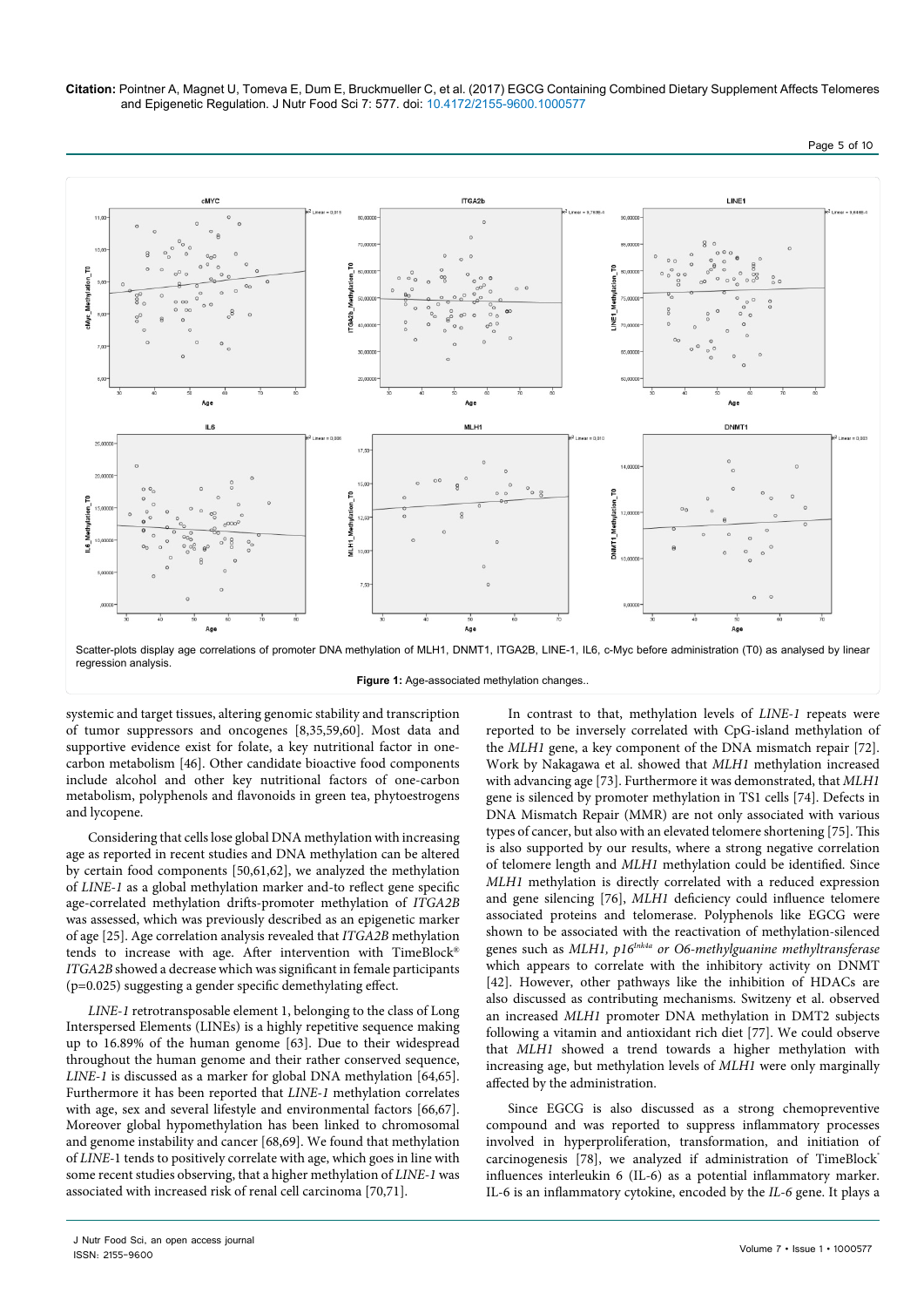Scatter-plots display age correlations of promoter DNA methylation of MLH1, DNMT1, ITGA2B, LINE-1, IL6, c-Myc before administration (T0) as analysed by linear regression analysis.

**Figure 1:** Age-associated methylation changes..

systemic and target tissues, altering genomic stability and transcription of tumor suppressors and oncogenes [8,35,59,60]. Most data and supportive evidence exist for folate, a key nutritional factor in one-carbon metabolism [46]. Other candidate bioactive food components include alcohol and other key nutritional factors of one-carbon metabolism, polyphenols and flavonoids in green tea, phytoestrogens and lycopene.

Considering that cells lose global DNA methylation with increasing age as reported in recent studies and DNA methylation can be altered by certain food components [50,61,62], we analyzed the methylation of *LINE-1* as a global methylation marker and-to reflect gene specific age-correlated methylation drifts-promoter methylation of *ITGA2B* was assessed, which was previously described as an epigenetic marker of age [25]. Age correlation analysis revealed that *ITGA2B* methylation tends to increase with age. After intervention with TimeBlock® *ITGA2B* showed a decrease which was significant in female participants (p=0.025) suggesting a gender specific demethylating effect.

*LINE-1* retrotransposable element 1, belonging to the class of Long Interspersed Elements (LINEs) is a highly repetitive sequence making up to 16.89% of the human genome [63]. Due to their widespread throughout the human genome and their rather conserved sequence, *LINE-1* is discussed as a marker for global DNA methylation [64,65]. Furthermore it has been reported that *LINE-1* methylation correlates with age, sex and several lifestyle and environmental factors [66,67]. Moreover global hypomethylation has been linked to chromosomal and genome instability and cancer [68,69]. We found that methylation of *LINE*-1 tends to positively correlate with age, which goes in line with some recent studies observing, that a higher methylation of *LINE-1* was associated with increased risk of renal cell carcinoma [70,71].

In contrast to that, methylation levels of *LINE-1* repeats were reported to be inversely correlated with CpG-island methylation of the *MLH1* gene, a key component of the DNA mismatch repair [72]. Work by Nakagawa et al. showed that *MLH1* methylation increased with advancing age [73]. Furthermore it was demonstrated, that *MLH1* gene is silenced by promoter methylation in TS1 cells [74]. Defects in DNA Mismatch Repair (MMR) are not only associated with various types of cancer, but also with an elevated telomere shortening [75]. This is also supported by our results, where a strong negative correlation of telomere length and *MLH1* methylation could be identified. Since *MLH1* methylation is directly correlated with a reduced expression and gene silencing [76], *MLH1* deficiency could influence telomere associated proteins and telomerase. Polyphenols like EGCG were shown to be associated with the reactivation of methylation-silenced genes such as *MLH1, p16$^{Ink4a}$ or O6-methylguanine methyltransferase* which appears to correlate with the inhibitory activity on DNMT [42]. However, other pathways like the inhibition of HDACs are also discussed as contributing mechanisms. Switzeny et al. observed an increased *MLH1* promoter DNA methylation in DMT2 subjects following a vitamin and antioxidant rich diet [77]. We could observe that *MLH1* showed a trend towards a higher methylation with increasing age, but methylation levels of *MLH1* were only marginally affected by the administration.

Since EGCG is also discussed as a strong chemopreventive compound and was reported to suppress inflammatory processes involved in hyperproliferation, transformation, and initiation of carcinogenesis [78], we analyzed if administration of TimeBlock® influences interleukin 6 (IL-6) as a potential inflammatory marker. IL-6 is an inflammatory cytokine, encoded by the *IL-6* gene. It plays a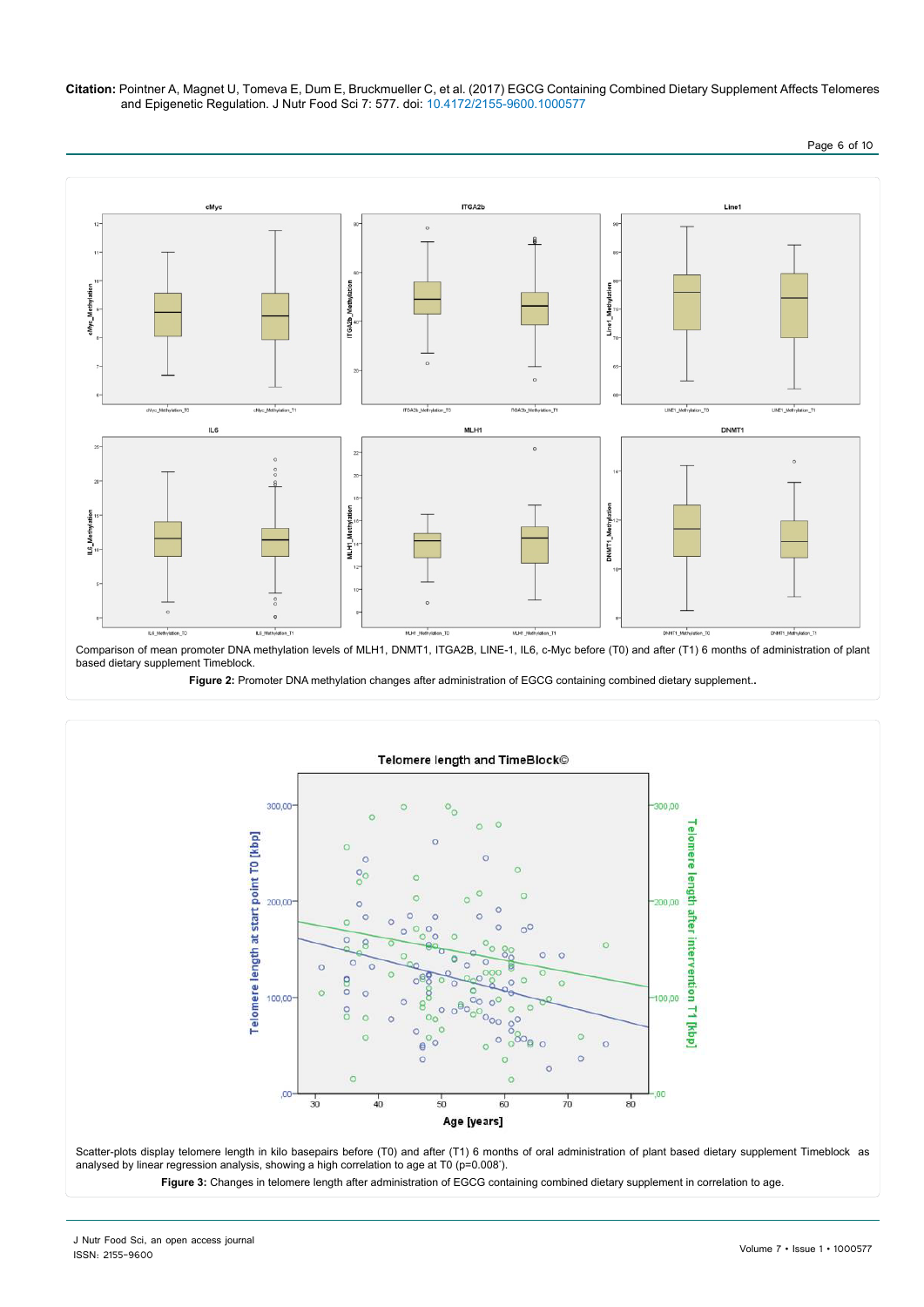Comparison of mean promoter DNA methylation levels of MLH1, DNMT1, ITGA2B, LINE-1, IL6, c-Myc before (T0) and after (T1) 6 months of administration of plant based dietary supplement Timeblock.

**Figure 2:** Promoter DNA methylation changes after administration of EGCG containing combined dietary supplement..

Scatter-plots display telomere length in kilo basepairs before (T0) and after (T1) 6 months of oral administration of plant based dietary supplement Timeblock as analysed by linear regression analysis, showing a high correlation to age at T0 (p=0.008*).

**Figure 3:** Changes in telomere length after administration of EGCG containing combined dietary supplement in correlation to age.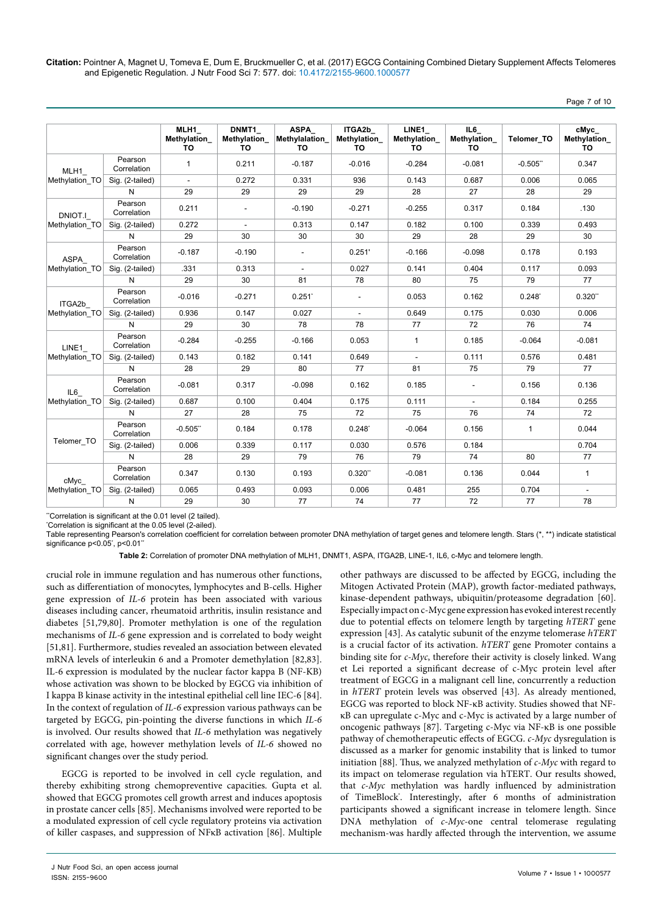| | | MLH1_ Methylation_ TO | DNMT1_ Methylation_ TO | ASPA_ Methylalation_ TO | ITGA2b_ Methylation_ TO | LINE1_ Methylation_ TO | IL6_ Methylation_ TO | Telomer_TO | cMyc_ Methylation_ TO |
|---|---|---|---|---|---|---|---|---|---|
| MLH1_ Methylation_TO | Pearson Correlation | 1 | 0.211 | -0.187 | -0.016 | -0.284 | -0.081 | -0.505** | 0.347 |
| | Sig. (2-tailed) | - | 0.272 | 0.331 | 936 | 0.143 | 0.687 | 0.006 | 0.065 |
| | N | 29 | 29 | 29 | 29 | 28 | 27 | 28 | 29 |
| DNIOT.I_ Methylation_TO | Pearson Correlation | 0.211 | - | -0.190 | -0.271 | -0.255 | 0.317 | 0.184 | .130 |
| | Sig. (2-tailed) | 0.272 | - | 0.313 | 0.147 | 0.182 | 0.100 | 0.339 | 0.493 |
| | N | 29 | 30 | 30 | 30 | 29 | 28 | 29 | 30 |
| ASPA_ Methylation_TO | Pearson Correlation | -0.187 | -0.190 | - | 0.251' | -0.166 | -0.098 | 0.178 | 0.193 |
| | Sig. (2-tailed) | .331 | 0.313 | - | 0.027 | 0.141 | 0.404 | 0.117 | 0.093 |
| | N | 29 | 30 | 81 | 78 | 80 | 75 | 79 | 77 |
| ITGA2b_ Methylation_TO | Pearson Correlation | -0.016 | -0.271 | 0.251* | - | 0.053 | 0.162 | 0.248* | 0.320** |
| | Sig. (2-tailed) | 0.936 | 0.147 | 0.027 | - | 0.649 | 0.175 | 0.030 | 0.006 |
| | N | 29 | 30 | 78 | 78 | 77 | 72 | 76 | 74 |
| LINE1_ Methylation_TO | Pearson Correlation | -0.284 | -0.255 | -0.166 | 0.053 | 1 | 0.185 | -0.064 | -0.081 |
| | Sig. (2-tailed) | 0.143 | 0.182 | 0.141 | 0.649 | - | 0.111 | 0.576 | 0.481 |
| | N | 28 | 29 | 80 | 77 | 81 | 75 | 79 | 77 |
| IL6_ Methylation_TO | Pearson Correlation | -0.081 | 0.317 | -0.098 | 0.162 | 0.185 | - | 0.156 | 0.136 |
| | Sig. (2-tailed) | 0.687 | 0.100 | 0.404 | 0.175 | 0.111 | - | 0.184 | 0.255 |
| | N | 27 | 28 | 75 | 72 | 75 | 76 | 74 | 72 |
| Telomer_TO | Pearson Correlation | -0.505** | 0.184 | 0.178 | 0.248* | -0.064 | 0.156 | 1 | 0.044 |
| | Sig. (2-tailed) | 0.006 | 0.339 | 0.117 | 0.030 | 0.576 | 0.184 | | 0.704 |
| | N | 28 | 29 | 79 | 76 | 79 | 74 | 80 | 77 |
| cMyc_ Methylation_TO | Pearson Correlation | 0.347 | 0.130 | 0.193 | 0.320** | -0.081 | 0.136 | 0.044 | 1 |
| | Sig. (2-tailed) | 0.065 | 0.493 | 0.093 | 0.006 | 0.481 | 255 | 0.704 | - |
| | N | 29 | 30 | 77 | 74 | 77 | 72 | 77 | 78 |

**Correlation is significant at the 0.01 level (2 tailed).
*Correlation is significant at the 0.05 level (2-ailed).
Table representing Pearson's correlation coefficient for correlation between promoter DNA methylation of target genes and telomere length. Stars (*, **) indicate statistical significance p<0.05*, p<0.01**

**Table 2:** Correlation of promoter DNA methylation of MLH1, DNMT1, ASPA, ITGA2B, LINE-1, IL6, c-Myc and telomere length.

crucial role in immune regulation and has numerous other functions, such as differentiation of monocytes, lymphocytes and B-cells. Higher gene expression of *IL-6* protein has been associated with various diseases including cancer, rheumatoid arthritis, insulin resistance and diabetes [51,79,80]. Promoter methylation is one of the regulation mechanisms of *IL-6* gene expression and is correlated to body weight [51,81]. Furthermore, studies revealed an association between elevated mRNA levels of interleukin 6 and a Promoter demethylation [82,83]. IL-6 expression is modulated by the nuclear factor kappa B (NF-KB) whose activation was shown to be blocked by EGCG via inhibition of I kappa B kinase activity in the intestinal epithelial cell line IEC-6 [84]. In the context of regulation of *IL-6* expression various pathways can be targeted by EGCG, pin-pointing the diverse functions in which *IL-6* is involved. Our results showed that *IL-6* methylation was negatively correlated with age, however methylation levels of *IL-6* showed no significant changes over the study period.

EGCG is reported to be involved in cell cycle regulation, and thereby exhibiting strong chemopreventive capacities. Gupta et al. showed that EGCG promotes cell growth arrest and induces apoptosis in prostate cancer cells [85]. Mechanisms involved were reported to be a modulated expression of cell cycle regulatory proteins via activation of killer caspases, and suppression of NFκB activation [86]. Multiple other pathways are discussed to be affected by EGCG, including the Mitogen Activated Protein (MAP), growth factor-mediated pathways, kinase-dependent pathways, ubiquitin/proteasome degradation [60]. Especially impact on c-Myc gene expression has evoked interest recently due to potential effects on telomere length by targeting *hTERT* gene expression [43]. As catalytic subunit of the enzyme telomerase *hTERT* is a crucial factor of its activation. *hTERT* gene Promoter contains a binding site for *c-Myc*, therefore their activity is closely linked. Wang et Lei reported a significant decrease of c-Myc protein level after treatment of EGCG in a malignant cell line, concurrently a reduction in *hTERT* protein levels was observed [43]. As already mentioned, EGCG was reported to block NF-κB activity. Studies showed that NF-κB can upregulate c-Myc and c-Myc is activated by a large number of oncogenic pathways [87]. Targeting c-Myc via NF-κB is one possible pathway of chemotherapeutic effects of EGCG. *c-Myc* dysregulation is discussed as a marker for genomic instability that is linked to tumor initiation [88]. Thus, we analyzed methylation of *c-Myc* with regard to its impact on telomerase regulation via hTERT. Our results showed, that *c-Myc* methylation was hardly influenced by administration of TimeBlock®. Interestingly, after 6 months of administration participants showed a significant increase in telomere length. Since DNA methylation of *c-Myc*-one central telomerase regulating mechanism-was hardly affected through the intervention, we assume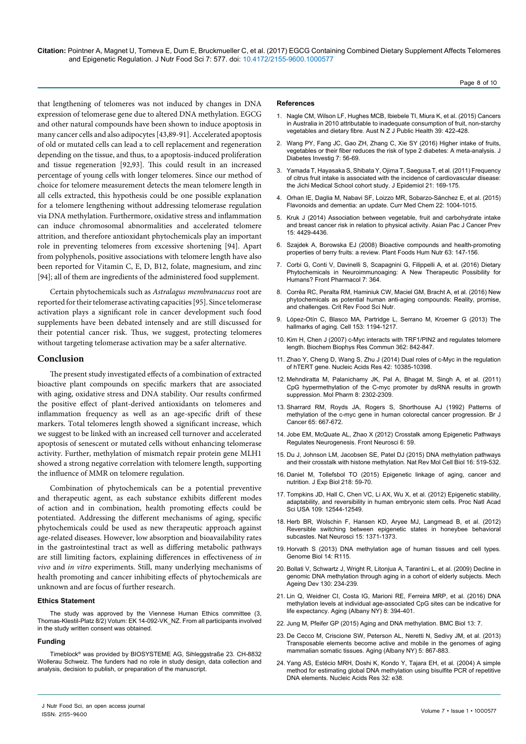that lengthening of telomeres was not induced by changes in DNA expression of telomerase gene due to altered DNA methylation. EGCG and other natural compounds have been shown to induce apoptosis in many cancer cells and also adipocytes [43,89-91]. Accelerated apoptosis of old or mutated cells can lead a to cell replacement and regeneration depending on the tissue, and thus, to a apoptosis-induced proliferation and tissue regeneration [92,93]. This could result in an increased percentage of young cells with longer telomeres. Since our method of choice for telomere measurement detects the mean telomere length in all cells extracted, this hypothesis could be one possible explanation for a telomere lengthening without addressing telomerase regulation via DNA methylation. Furthermore, oxidative stress and inflammation can induce chromosomal abnormalities and accelerated telomere attrition, and therefore antioxidant phytochemicals play an important role in preventing telomeres from excessive shortening [94]. Apart from polyphenols, positive associations with telomere length have also been reported for Vitamin C, E, D, B12, folate, magnesium, and zinc [94]; all of them are ingredients of the administered food supplement.

Certain phytochemicals such as *Astralagus membranaceus* root are reported for their telomerase activating capacities [95]. Since telomerase activation plays a significant role in cancer development such food supplements have been debated intensely and are still discussed for their potential cancer risk. Thus, we suggest, protecting telomeres without targeting telomerase activation may be a safer alternative.

## Conclusion

The present study investigated effects of a combination of extracted bioactive plant compounds on specific markers that are associated with aging, oxidative stress and DNA stability. Our results confirmed the positive effect of plant-derived antioxidants on telomeres and inflammation frequency as well as an age-specific drift of these markers. Total telomeres length showed a significant increase, which we suggest to be linked with an increased cell turnover and accelerated apoptosis of senescent or mutated cells without enhancing telomerase activity. Further, methylation of mismatch repair protein gene MLH1 showed a strong negative correlation with telomere length, supporting the influence of MMR on telomere regulation.

Combination of phytochemicals can be a potential preventive and therapeutic agent, as each substance exhibits different modes of action and in combination, health promoting effects could be potentiated. Addressing the different mechanisms of aging, specific phytochemicals could be used as new therapeutic approach against age-related diseases. However, low absorption and bioavailability rates in the gastrointestinal tract as well as differing metabolic pathways are still limiting factors, explaining differences in effectiveness of *in vivo* and *in vitro* experiments. Still, many underlying mechanisms of health promoting and cancer inhibiting effects of phytochemicals are unknown and are focus of further research.

### Ethics Statement

The study was approved by the Viennese Human Ethics committee (3, Thomas-Klestil-Platz 8/2) Votum: EK 14-092-VK_NZ. From all participants involved in the study written consent was obtained.

### Funding

Timeblock® was provided by BIOSYSTEME AG, Sihleggstraße 23. CH-8832 Wollerau Schweiz. The funders had no role in study design, data collection and analysis, decision to publish, or preparation of the manuscript.

### References

1. Nagle CM, Wilson LF, Hughes MCB, Ibiebele TI, Miura K, et al. (2015) Cancers in Australia in 2010 attributable to inadequate consumption of fruit, non-starchy vegetables and dietary fibre. Aust N Z J Public Health 39: 422-428.
2. Wang PY, Fang JC, Gao ZH, Zhang C, Xie SY (2016) Higher intake of fruits, vegetables or their fiber reduces the risk of type 2 diabetes: A meta-analysis. J Diabetes Investig 7: 56-69.
3. Yamada T, Hayasaka S, Shibata Y, Ojima T, Saegusa T, et al. (2011) Frequency of citrus fruit intake is associated with the incidence of cardiovascular disease: the Jichi Medical School cohort study. J Epidemiol 21: 169-175.
4. Orhan IE, Daglia M, Nabavi SF, Loizzo MR, Sobarzo-Sánchez E, et al. (2015) Flavonoids and dementia: an update. Curr Med Chem 22: 1004-1015.
5. Kruk J (2014) Association between vegetable, fruit and carbohydrate intake and breast cancer risk in relation to physical activity. Asian Pac J Cancer Prev 15: 4429-4436.
6. Szajdek A, Borowska EJ (2008) Bioactive compounds and health-promoting properties of berry fruits: a review. Plant Foods Hum Nutr 63: 147-156.
7. Corbi G, Conti V, Davinelli S, Scapagnini G, Filippelli A, et al. (2016) Dietary Phytochemicals in Neuroimmunoaging: A New Therapeutic Possibility for Humans? Front Pharmacol 7: 364.
8. Corrêa RC, Peralta RM, Haminiuk CW, Maciel GM, Bracht A, et al. (2016) New phytochemicals as potential human anti-aging compounds: Reality, promise, and challenges. Crit Rev Food Sci Nutr.
9. López-Otín C, Blasco MA, Partridge L, Serrano M, Kroemer G (2013) The hallmarks of aging. Cell 153: 1194-1217.
10. Kim H, Chen J (2007) c-Myc interacts with TRF1/PIN2 and regulates telomere length. Biochem Biophys Res Commun 362: 842-847.
11. Zhao Y, Cheng D, Wang S, Zhu J (2014) Dual roles of c-Myc in the regulation of hTERT gene. Nucleic Acids Res 42: 10385-10398.
12. Mehndiratta M, Palanichamy JK, Pal A, Bhagat M, Singh A, et al. (2011) CpG hypermethylation of the C-myc promoter by dsRNA results in growth suppression. Mol Pharm 8: 2302-2309.
13. Sharrard RM, Royds JA, Rogers S, Shorthouse AJ (1992) Patterns of methylation of the c-myc gene in human colorectal cancer progression. Br J Cancer 65: 667-672.
14. Jobe EM, McQuate AL, Zhao X (2012) Crosstalk among Epigenetic Pathways Regulates Neurogenesis. Front Neurosci 6: 59.
15. Du J, Johnson LM, Jacobsen SE, Patel DJ (2015) DNA methylation pathways and their crosstalk with histone methylation. Nat Rev Mol Cell Biol 16: 519-532.
16. Daniel M, Tollefsbol TO (2015) Epigenetic linkage of aging, cancer and nutrition. J Exp Biol 218: 59-70.
17. Tompkins JD, Hall C, Chen VC, Li AX, Wu X, et al. (2012) Epigenetic stability, adaptability, and reversibility in human embryonic stem cells. Proc Natl Acad Sci USA 109: 12544-12549.
18. Herb BR, Wolschin F, Hansen KD, Aryee MJ, Langmead B, et al. (2012) Reversible switching between epigenetic states in honeybee behavioral subcastes. Nat Neurosci 15: 1371-1373.
19. Horvath S (2013) DNA methylation age of human tissues and cell types. Genome Biol 14: R115.
20. Bollati V, Schwartz J, Wright R, Litonjua A, Tarantini L, et al. (2009) Decline in genomic DNA methylation through aging in a cohort of elderly subjects. Mech Ageing Dev 130: 234-239.
21. Lin Q, Weidner CI, Costa IG, Marioni RE, Ferreira MRP, et al. (2016) DNA methylation levels at individual age-associated CpG sites can be indicative for life expectancy. Aging (Albany NY) 8: 394-401.
22. Jung M, Pfeifer GP (2015) Aging and DNA methylation. BMC Biol 13: 7.
23. De Cecco M, Criscione SW, Peterson AL, Neretti N, Sedivy JM, et al. (2013) Transposable elements become active and mobile in the genomes of aging mammalian somatic tissues. Aging (Albany NY) 5: 867-883.
24. Yang AS, Estécio MRH, Doshi K, Kondo Y, Tajara EH, et al. (2004) A simple method for estimating global DNA methylation using bisulfite PCR of repetitive DNA elements. Nucleic Acids Res 32: e38.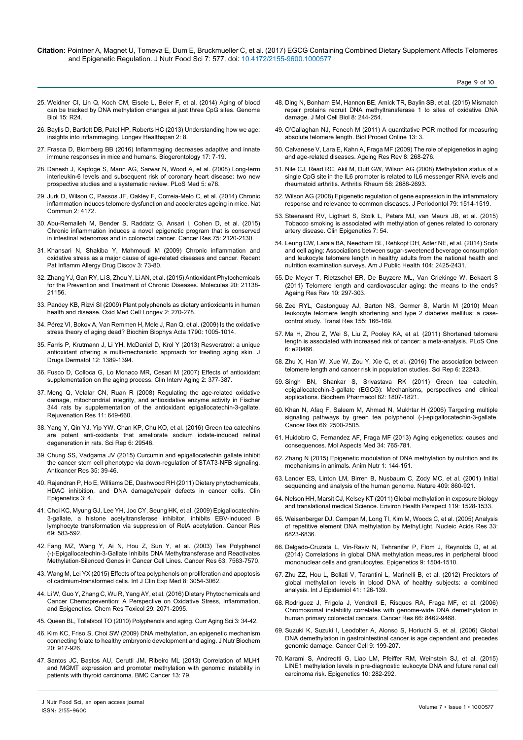25. Weidner CI, Lin Q, Koch CM, Eisele L, Beier F, et al. (2014) Aging of blood can be tracked by DNA methylation changes at just three CpG sites. Genome Biol 15: R24.
26. Baylis D, Bartlett DB, Patel HP, Roberts HC (2013) Understanding how we age: insights into inflammaging. Longev Healthspan 2: 8.
27. Frasca D, Blomberg BB (2016) Inflammaging decreases adaptive and innate immune responses in mice and humans. Biogerontology 17: 7-19.
28. Danesh J, Kaptoge S, Mann AG, Sarwar N, Wood A, et al. (2008) Long-term interleukin-6 levels and subsequent risk of coronary heart disease: two new prospective studies and a systematic review. PLoS Med 5: e78.
29. Jurk D, Wilson C, Passos JF, Oakley F, Correia-Melo C, et al. (2014) Chronic inflammation induces telomere dysfunction and accelerates ageing in mice. Nat Commun 2: 4172.
30. Abu-Remaileh M, Bender S, Raddatz G, Ansari I, Cohen D, et al. (2015) Chronic inflammation induces a novel epigenetic program that is conserved in intestinal adenomas and in colorectal cancer. Cancer Res 75: 2120-2130.
31. Khansari N, Shakiba Y, Mahmoudi M (2009) Chronic inflammation and oxidative stress as a major cause of age-related diseases and cancer. Recent Pat Inflamm Allergy Drug Discov 3: 73-80.
32. Zhang YJ, Gan RY, Li S, Zhou Y, Li AN, et al. (2015) Antioxidant Phytochemicals for the Prevention and Treatment of Chronic Diseases. Molecules 20: 21138-21156.
33. Pandey KB, Rizvi SI (2009) Plant polyphenols as dietary antioxidants in human health and disease. Oxid Med Cell Longev 2: 270-278.
34. Pérez VI, Bokov A, Van Remmen H, Mele J, Ran Q, et al. (2009) Is the oxidative stress theory of aging dead? Biochim Biophys Acta 1790: 1005-1014.
35. Farris P, Krutmann J, Li YH, McDaniel D, Krol Y (2013) Resveratrol: a unique antioxidant offering a multi-mechanistic approach for treating aging skin. J Drugs Dermatol 12: 1389-1394.
36. Fusco D, Colloca G, Lo Monaco MR, Cesari M (2007) Effects of antioxidant supplementation on the aging process. Clin Interv Aging 2: 377-387.
37. Meng Q, Velalar CN, Ruan R (2008) Regulating the age-related oxidative damage, mitochondrial integrity, and antioxidative enzyme activity in Fischer 344 rats by supplementation of the antioxidant epigallocatechin-3-gallate. Rejuvenation Res 11: 649-660.
38. Yang Y, Qin YJ, Yip YW, Chan KP, Chu KO, et al. (2016) Green tea catechins are potent anti-oxidants that ameliorate sodium iodate-induced retinal degeneration in rats. Sci Rep 6: 29546.
39. Chung SS, Vadgama JV (2015) Curcumin and epigallocatechin gallate inhibit the cancer stem cell phenotype via down-regulation of STAT3-NFB signaling. Anticancer Res 35: 39-46.
40. Rajendran P, Ho E, Williams DE, Dashwood RH (2011) Dietary phytochemicals, HDAC inhibition, and DNA damage/repair defects in cancer cells. Clin Epigenetics 3: 4.
41. Choi KC, Myung GJ, Lee YH, Joo CY, Seung HK, et al. (2009) Epigallocatechin-3-gallate, a histone acetyltransferase inhibitor, inhibits EBV-induced B lymphocyte transformation via suppression of RelA acetylation. Cancer Res 69: 583-592.
42. Fang MZ, Wang Y, Ai N, Hou Z, Sun Y, et al. (2003) Tea Polyphenol (-)-Epigallocatechin-3-Gallate Inhibits DNA Methyltransferase and Reactivates Methylation-Silenced Genes in Cancer Cell Lines. Cancer Res 63: 7563-7570.
43. Wang M, Lei YX (2015) Effects of tea polyphenols on proliferation and apoptosis of cadmium-transformed cells. Int J Clin Exp Med 8: 3054-3062.
44. Li W, Guo Y, Zhang C, Wu R, Yang AY, et al. (2016) Dietary Phytochemicals and Cancer Chemoprevention: A Perspective on Oxidative Stress, Inflammation, and Epigenetics. Chem Res Toxicol 29: 2071-2095.
45. Queen BL, Tollefsbol TO (2010) Polyphenols and aging. Curr Aging Sci 3: 34-42.
46. Kim KC, Friso S, Choi SW (2009) DNA methylation, an epigenetic mechanism connecting folate to healthy embryonic development and aging. J Nutr Biochem 20: 917-926.
47. Santos JC, Bastos AU, Cerutti JM, Ribeiro ML (2013) Correlation of MLH1 and MGMT expression and promoter methylation with genomic instability in patients with thyroid carcinoma. BMC Cancer 13: 79.
48. Ding N, Bonham EM, Hannon BE, Amick TR, Baylin SB, et al. (2015) Mismatch repair proteins recruit DNA methyltransferase 1 to sites of oxidative DNA damage. J Mol Cell Biol 8: 244-254.
49. O'Callaghan NJ, Fenech M (2011) A quantitative PCR method for measuring absolute telomere length. Biol Proced Online 13: 3.
50. Calvanese V, Lara E, Kahn A, Fraga MF (2009) The role of epigenetics in aging and age-related diseases. Ageing Res Rev 8: 268-276.
51. Nile CJ, Read RC, Akil M, Duff GW, Wilson AG (2008) Methylation status of a single CpG site in the IL6 promoter is related to IL6 messenger RNA levels and rheumatoid arthritis. Arthritis Rheum 58: 2686-2693.
52. Wilson AG (2008) Epigenetic regulation of gene expression in the inflammatory response and relevance to common diseases. J Periodontol 79: 1514-1519.
53. Steenaard RV, Ligthart S, Stolk L, Peters MJ, van Meurs JB, et al. (2015) Tobacco smoking is associated with methylation of genes related to coronary artery disease. Clin Epigenetics 7: 54.
54. Leung CW, Laraia BA, Needham BL, Rehkopf DH, Adler NE, et al. (2014) Soda and cell aging: Associations between sugar-sweetened beverage consumption and leukocyte telomere length in healthy adults from the national health and nutrition examination surveys. Am J Public Health 104: 2425-2431.
55. De Meyer T, Rietzschel ER, De Buyzere ML, Van Criekinge W, Bekaert S (2011) Telomere length and cardiovascular aging: the means to the ends? Ageing Res Rev 10: 297-303.
56. Zee RYL, Castonguay AJ, Barton NS, Germer S, Martin M (2010) Mean leukocyte telomere length shortening and type 2 diabetes mellitus: a case-control study. Transl Res 155: 166-169.
57. Ma H, Zhou Z, Wei S, Liu Z, Pooley KA, et al. (2011) Shortened telomere length is associated with increased risk of cancer: a meta-analysis. PLoS One 6: e20466.
58. Zhu X, Han W, Xue W, Zou Y, Xie C, et al. (2016) The association between telomere length and cancer risk in population studies. Sci Rep 6: 22243.
59. Singh BN, Shankar S, Srivastava RK (2011) Green tea catechin, epigallocatechin-3-gallate (EGCG): Mechanisms, perspectives and clinical applications. Biochem Pharmacol 82: 1807-1821.
60. Khan N, Afaq F, Saleem M, Ahmad N, Mukhtar H (2006) Targeting multiple signaling pathways by green tea polyphenol (-)-epigallocatechin-3-gallate. Cancer Res 66: 2500-2505.
61. Huidobro C, Fernandez AF, Fraga MF (2013) Aging epigenetics: causes and consequences. Mol Aspects Med 34: 765-781.
62. Zhang N (2015) Epigenetic modulation of DNA methylation by nutrition and its mechanisms in animals. Anim Nutr 1: 144-151.
63. Lander ES, Linton LM, Birren B, Nusbaum C, Zody MC, et al. (2001) Initial sequencing and analysis of the human genome. Nature 409: 860-921.
64. Nelson HH, Marsit CJ, Kelsey KT (2011) Global methylation in exposure biology and translational medical Science. Environ Health Perspect 119: 1528-1533.
65. Weisenberger DJ, Campan M, Long TI, Kim M, Woods C, et al. (2005) Analysis of repetitive element DNA methylation by MethyLight. Nucleic Acids Res 33: 6823-6836.
66. Delgado-Cruzata L, Vin-Raviv N, Tehranifar P, Flom J, Reynolds D, et al. (2014) Correlations in global DNA methylation measures in peripheral blood mononuclear cells and granulocytes. Epigenetics 9: 1504-1510.
67. Zhu ZZ, Hou L, Bollati V, Tarantini L, Marinelli B, et al. (2012) Predictors of global methylation levels in blood DNA of healthy subjects: a combined analysis. Int J Epidemiol 41: 126-139.
68. Rodriguez J, Frigola J, Vendrell E, Risques RA, Fraga MF, et al. (2006) Chromosomal instability correlates with genome-wide DNA demethylation in human primary colorectal cancers. Cancer Res 66: 8462-9468.
69. Suzuki K, Suzuki I, Leodolter A, Alonso S, Horiuchi S, et al. (2006) Global DNA demethylation in gastrointestinal cancer is age dependent and precedes genomic damage. Cancer Cell 9: 199-207.
70. Karami S, Andreotti G, Liao LM, Pfeiffer RM, Weinstein SJ, et al. (2015) LINE1 methylation levels in pre-diagnostic leukocyte DNA and future renal cell carcinoma risk. Epigenetics 10: 282-292.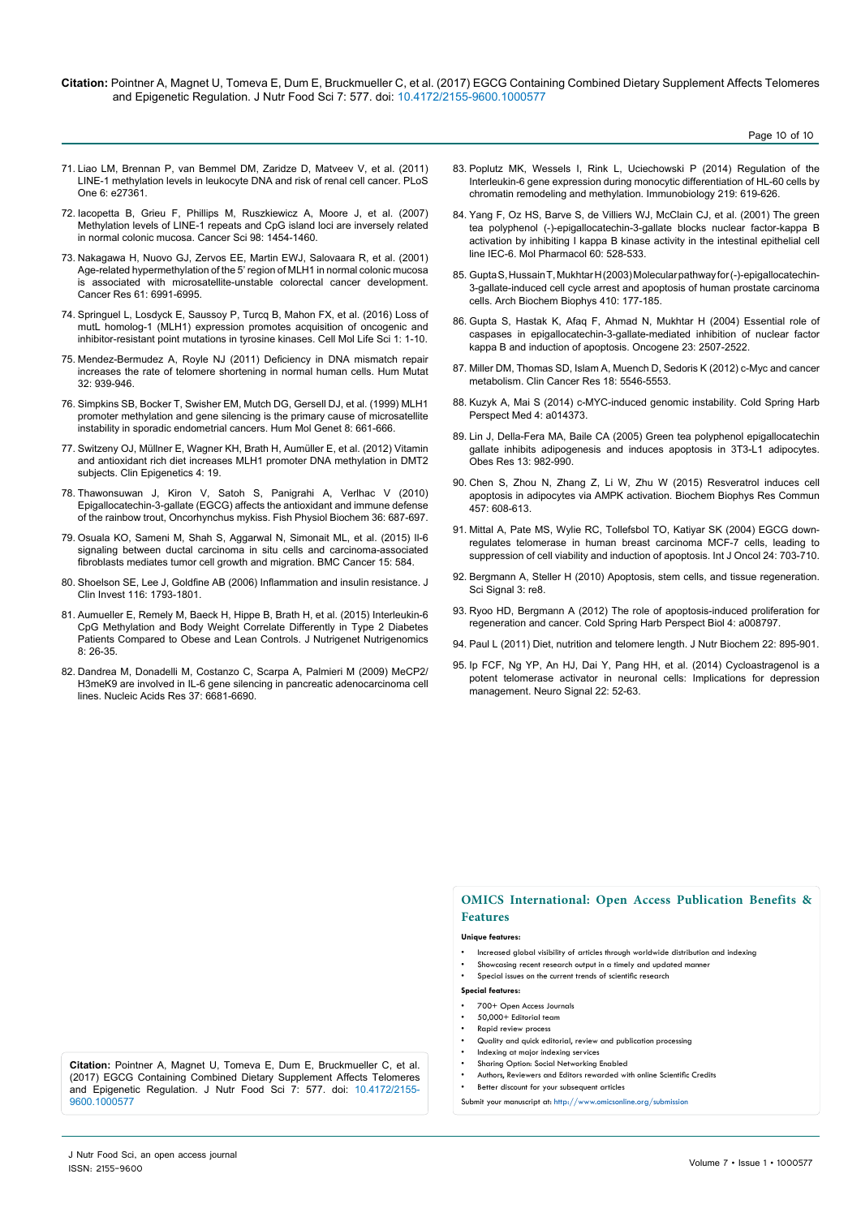71. Liao LM, Brennan P, van Bemmel DM, Zaridze D, Matveev V, et al. (2011) LINE-1 methylation levels in leukocyte DNA and risk of renal cell cancer. PLoS One 6: e27361.

72. Iacopetta B, Grieu F, Phillips M, Ruszkiewicz A, Moore J, et al. (2007) Methylation levels of LINE-1 repeats and CpG island loci are inversely related in normal colonic mucosa. Cancer Sci 98: 1454-1460.

73. Nakagawa H, Nuovo GJ, Zervos EE, Martin EWJ, Salovaara R, et al. (2001) Age-related hypermethylation of the 5' region of MLH1 in normal colonic mucosa is associated with microsatellite-unstable colorectal cancer development. Cancer Res 61: 6991-6995.

74. Springuel L, Losdyck E, Saussoy P, Turcq B, Mahon FX, et al. (2016) Loss of mutL homolog-1 (MLH1) expression promotes acquisition of oncogenic and inhibitor-resistant point mutations in tyrosine kinases. Cell Mol Life Sci 1: 1-10.

75. Mendez-Bermudez A, Royle NJ (2011) Deficiency in DNA mismatch repair increases the rate of telomere shortening in normal human cells. Hum Mutat 32: 939-946.

76. Simpkins SB, Bocker T, Swisher EM, Mutch DG, Gersell DJ, et al. (1999) MLH1 promoter methylation and gene silencing is the primary cause of microsatellite instability in sporadic endometrial cancers. Hum Mol Genet 8: 661-666.

77. Switzeny OJ, Müllner E, Wagner KH, Brath H, Aumüller E, et al. (2012) Vitamin and antioxidant rich diet increases MLH1 promoter DNA methylation in DMT2 subjects. Clin Epigenetics 4: 19.

78. Thawonsuwan J, Kiron V, Satoh S, Panigrahi A, Verlhac V (2010) Epigallocatechin-3-gallate (EGCG) affects the antioxidant and immune defense of the rainbow trout, Oncorhynchus mykiss. Fish Physiol Biochem 36: 687-697.

79. Osuala KO, Sameni M, Shah S, Aggarwal N, Simonait ML, et al. (2015) Il-6 signaling between ductal carcinoma in situ cells and carcinoma-associated fibroblasts mediates tumor cell growth and migration. BMC Cancer 15: 584.

80. Shoelson SE, Lee J, Goldfine AB (2006) Inflammation and insulin resistance. J Clin Invest 116: 1793-1801.

81. Aumueller E, Remely M, Baeck H, Hippe B, Brath H, et al. (2015) Interleukin-6 CpG Methylation and Body Weight Correlate Differently in Type 2 Diabetes Patients Compared to Obese and Lean Controls. J Nutrigenet Nutrigenomics 8: 26-35.

82. Dandrea M, Donadelli M, Costanzo C, Scarpa A, Palmieri M (2009) MeCP2/H3meK9 are involved in IL-6 gene silencing in pancreatic adenocarcinoma cell lines. Nucleic Acids Res 37: 6681-6690.

83. Poplutz MK, Wessels I, Rink L, Uciechowski P (2014) Regulation of the Interleukin-6 gene expression during monocytic differentiation of HL-60 cells by chromatin remodeling and methylation. Immunobiology 219: 619-626.

84. Yang F, Oz HS, Barve S, de Villiers WJ, McClain CJ, et al. (2001) The green tea polyphenol (-)-epigallocatechin-3-gallate blocks nuclear factor-kappa B activation by inhibiting I kappa B kinase activity in the intestinal epithelial cell line IEC-6. Mol Pharmacol 60: 528-533.

85. Gupta S, Hussain T, Mukhtar H (2003) Molecular pathway for (-)-epigallocatechin-3-gallate-induced cell cycle arrest and apoptosis of human prostate carcinoma cells. Arch Biochem Biophys 410: 177-185.

86. Gupta S, Hastak K, Afaq F, Ahmad N, Mukhtar H (2004) Essential role of caspases in epigallocatechin-3-gallate-mediated inhibition of nuclear factor kappa B and induction of apoptosis. Oncogene 23: 2507-2522.

87. Miller DM, Thomas SD, Islam A, Muench D, Sedoris K (2012) c-Myc and cancer metabolism. Clin Cancer Res 18: 5546-5553.

88. Kuzyk A, Mai S (2014) c-MYC-induced genomic instability. Cold Spring Harb Perspect Med 4: a014373.

89. Lin J, Della-Fera MA, Baile CA (2005) Green tea polyphenol epigallocatechin gallate inhibits adipogenesis and induces apoptosis in 3T3-L1 adipocytes. Obes Res 13: 982-990.

90. Chen S, Zhou N, Zhang Z, Li W, Zhu W (2015) Resveratrol induces cell apoptosis in adipocytes via AMPK activation. Biochem Biophys Res Commun 457: 608-613.

91. Mittal A, Pate MS, Wylie RC, Tollefsbol TO, Katiyar SK (2004) EGCG down-regulates telomerase in human breast carcinoma MCF-7 cells, leading to suppression of cell viability and induction of apoptosis. Int J Oncol 24: 703-710.

92. Bergmann A, Steller H (2010) Apoptosis, stem cells, and tissue regeneration. Sci Signal 3: re8.

93. Ryoo HD, Bergmann A (2012) The role of apoptosis-induced proliferation for regeneration and cancer. Cold Spring Harb Perspect Biol 4: a008797.

94. Paul L (2011) Diet, nutrition and telomere length. J Nutr Biochem 22: 895-901.

95. Ip FCF, Ng YP, An HJ, Dai Y, Pang HH, et al. (2014) Cycloastragenol is a potent telomerase activator in neuronal cells: Implications for depression management. Neuro Signal 22: 52-63.

**Citation:** Pointner A, Magnet U, Tomeva E, Dum E, Bruckmueller C, et al. (2017) EGCG Containing Combined Dietary Supplement Affects Telomeres and Epigenetic Regulation. J Nutr Food Sci 7: 577. doi: 10.4172/2155-9600.1000577

## OMICS International: Open Access Publication Benefits & Features

**Unique features:**

- Increased global visibility of articles through worldwide distribution and indexing
- Showcasing recent research output in a timely and updated manner
- Special issues on the current trends of scientific research

**Special features:**

- 700+ Open Access Journals
- 50,000+ Editorial team
- Rapid review process
- Quality and quick editorial, review and publication processing
- Indexing at major indexing services
- Sharing Option: Social Networking Enabled
- Authors, Reviewers and Editors rewarded with online Scientific Credits
- Better discount for your subsequent articles

Submit your manuscript at: http://www.omicsonline.org/submission